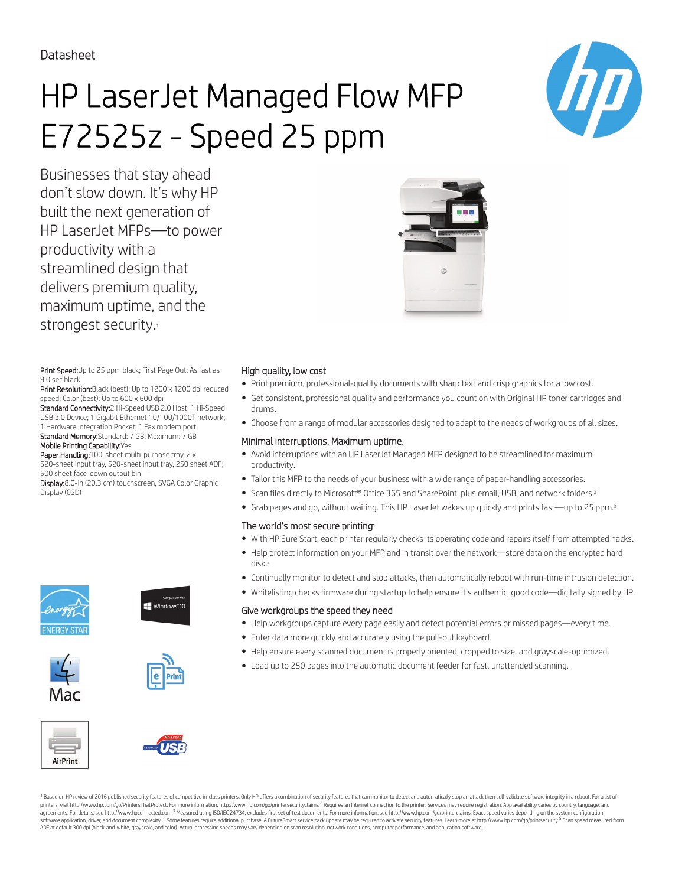Datasheet

# HP LaserJet Managed Flow MFP E72525z - Speed 25 ppm

Businesses that stay ahead don't slow down. It's why HP built the next generation of HP LaserJet MFPs—to power productivity with a streamlined design that delivers premium quality, maximum uptime, and the strongest security.[1]

**Print Speed:** Up to 25 ppm black; First Page Out: As fast as 9.0 sec black
**Print Resolution:** Black (best): Up to 1200 x 1200 dpi reduced speed; Color (best): Up to 600 x 600 dpi
**Standard Connectivity:** 2 Hi-Speed USB 2.0 Host; 1 Hi-Speed USB 2.0 Device; 1 Gigabit Ethernet 10/100/1000T network; 1 Hardware Integration Pocket; 1 Fax modem port
**Standard Memory:** Standard: 7 GB; Maximum: 7 GB
**Mobile Printing Capability:** Yes
**Paper Handling:** 100-sheet multi-purpose tray, 2 x 520-sheet input tray, 520-sheet input tray, 250 sheet ADF; 500 sheet face-down output bin
**Display:** 8.0-in (20.3 cm) touchscreen, SVGA Color Graphic Display (CGD)

### High quality, low cost

- Print premium, professional-quality documents with sharp text and crisp graphics for a low cost.
- Get consistent, professional quality and performance you count on with Original HP toner cartridges and drums.
- Choose from a range of modular accessories designed to adapt to the needs of workgroups of all sizes.

### Minimal interruptions. Maximum uptime.

- Avoid interruptions with an HP LaserJet Managed MFP designed to be streamlined for maximum productivity.
- Tailor this MFP to the needs of your business with a wide range of paper-handling accessories.
- Scan files directly to Microsoft® Office 365 and SharePoint, plus email, USB, and network folders.[2]
- Grab pages and go, without waiting. This HP LaserJet wakes up quickly and prints fast—up to 25 ppm.[3]

### The world's most secure printing[1]

- With HP Sure Start, each printer regularly checks its operating code and repairs itself from attempted hacks.
- Help protect information on your MFP and in transit over the network—store data on the encrypted hard disk.[4]
- Continually monitor to detect and stop attacks, then automatically reboot with run-time intrusion detection.
- Whitelisting checks firmware during startup to help ensure it's authentic, good code—digitally signed by HP.

### Give workgroups the speed they need

- Help workgroups capture every page easily and detect potential errors or missed pages—every time.
- Enter data more quickly and accurately using the pull-out keyboard.
- Help ensure every scanned document is properly oriented, cropped to size, and grayscale-optimized.
- Load up to 250 pages into the automatic document feeder for fast, unattended scanning.

ENERGY STAR | Compatible with Windows® 10 | Mac | ePrint | AirPrint | Certified Hi-Speed USB

[1] Based on HP review of 2016 published security features of competitive in-class printers. Only HP offers a combination of security features that can monitor to detect and automatically stop an attack then self-validate software integrity in a reboot. For a list of printers, visit http://www.hp.com/go/PrintersThatProtect. For more information: http://www.hp.com/go/printersecurityclaims [2] Requires an Internet connection to the printer. Services may require registration. App availability varies by country, language, and agreements. For details, see http://www.hpconnected.com [3] Measured using ISO/IEC 24734, excludes first set of test documents. For more information, see http://www.hp.com/go/printerclaims. Exact speed varies depending on the system configuration, software application, driver, and document complexity. [4] Some features require additional purchase. A FutureSmart service pack update may be required to activate security features. Learn more at http://www.hp.com/go/printsecurity [5] Scan speed measured from ADF at default 300 dpi (black-and-white, grayscale, and color). Actual processing speeds may vary depending on scan resolution, network conditions, computer performance, and application software.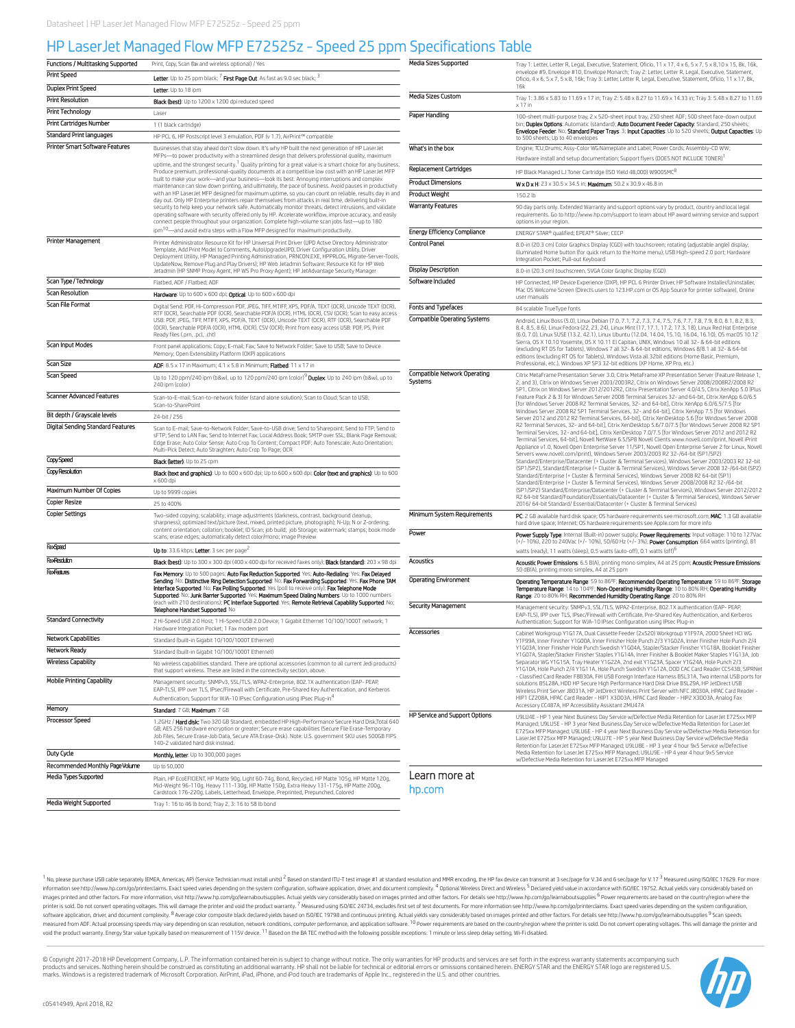# HP LaserJet Managed Flow MFP E72525z - Speed 25 ppm Specifications Table

| | |
|---|---|
| Functions / Multitasking Supported | Print, Copy, Scan (fax and wireless optional) / Yes |
| Print Speed | **Letter**: Up to 25 ppm black; [7] **First Page Out**: As fast as 9.0 sec black; [3] |
| Duplex Print Speed | **Letter**: Up to 18 ipm |
| Print Resolution | **Black (best)**: Up to 1200 x 1200 dpi reduced speed |
| Print Technology | Laser |
| Print Cartridges Number | 1 (1 black cartridge) |
| Standard Print languages | HP PCL 6, HP Postscript level 3 emulation, PDF (v 1.7), AirPrint™ compatible |
| Printer Smart Software Features | Businesses that stay ahead don't slow down. It's why HP built the next generation of HP LaserJet MFPs—to power productivity with a streamlined design that delivers professional quality, maximum uptime, and the strongest security.[1] Quality printing for a great value is a smart choice for any business. Produce premium, professional-quality documents at a competitive low cost with an HP LaserJet MFP built to make your work—and your business—look its best. Annoying interruptions and complex maintenance can slow down printing, and ultimately, the pace of business. Avoid pauses in productivity with an HP LaserJet MFP designed for maximum uptime, so you can count on reliable, results day in and day out. Only HP Enterprise printers repair themselves from attacks in real time, delivering built-in security to help keep your network safe. Automatically monitor threats, detect intrusions, and validate operating software with security offered only by HP. Accelerate workflow, improve accuracy, and easily connect people throughout your organization. Complete high-volume scan jobs fast—up to 180 ipm[10]—and avoid extra steps with a Flow MFP designed for maximum productivity. |
| Printer Management | Printer Administrator Resource Kit for HP Universal Print Driver (UPD Active Directory Administrator Template, Add Print Model to Comments, AutoUpgradeUPD, Driver Configuration Utility, Driver Deployment Utility, HP Managed Printing Administration, PRNCON.EXE, HPPRLOG, Migrate-Server-Tools, UpdateNow, Remove Plug and Play Drivers); HP Web Jetadmin Software; Resource Kit for HP Web Jetadmin (HP SNMP Proxy Agent, HP WS Pro Proxy Agent); HP JetAdvantage Security Manager |
| Scan Type / Technology | Flatbed, ADF / Flatbed; ADF |
| Scan Resolution | **Hardware**: Up to 600 x 600 dpi; **Optical**: Up to 600 x 600 dpi |
| Scan File Format | Digital Send: PDF, Hi-Compression PDF, JPEG, TIFF, MTIFF, XPS, PDF/A, TEXT (OCR), Unicode TEXT (OCR), RTF (OCR), Searchable PDF (OCR), Searchable PDF/A (OCR), HTML (OCR), CSV (OCR); Scan to easy access USB: PDF, JPEG, TIFF, MTIFF, XPS, PDF/A, TEXT (OCR), Unicode TEXT (OCR), RTF (OCR), Searchable PDF (OCR), Searchable PDF/A (OCR), HTML (OCR), CSV (OCR); Print from easy access USB: PDF, PS, Print Ready files (.prn, .pcl, .cht) |
| Scan Input Modes | Front panel applications: Copy; E-mail; Fax; Save to Network Folder; Save to USB; Save to Device Memory; Open Extensibility Platform (OXP) applications |
| Scan Size | **ADF**: 8.5 x 17 in Maximum; 4.1 x 5.8 in Minimum; **Flatbed**: 11 x 17 in |
| Scan Speed | Up to 120 ppm/240 ipm (b&w), up to 120 ppm/240 ipm (color)[9] **Duplex**: Up to 240 ipm (b&w), up to 240 ipm (color) |
| Scanner Advanced Features | Scan-to-E-mail; Scan-to-network folder (stand alone solution); Scan to Cloud; Scan to USB; Scan-to-SharePoint |
| Bit depth / Grayscale levels | 24-bit / 256 |
| Digital Sending Standard Features | Scan to E-mail; Save-to-Network Folder; Save-to-USB drive; Send to Sharepoint; Send to FTP; Send to sFTP; Send to LAN Fax; Send to Internet Fax; Local Address Book; SMTP over SSL; Blank Page Removal; Edge Erase; Auto Color Sense; Auto Crop To Content; Compact PDF; Auto Tonescale; Auto Orientation; Multi-Pick Detect; Auto Straighten; Auto Crop To Page; OCR |
| Copy Speed | **Black (letter)**: Up to 25 cpm |
| Copy Resolution | **Black (text and graphics)**: Up to 600 x 600 dpi; Up to 600 x 600 dpi; **Color (text and graphics)**: Up to 600 x 600 dpi |
| Maximum Number Of Copies | Up to 9999 copies |
| Copier Resize | 25 to 400% |
| Copier Settings | Two-sided copying; scalability; image adjustments (darkness, contrast, background cleanup, sharpness); optimized text/picture (text, mixed, printed picture, photograph); N-Up; N or Z-ordering; content orientation; collation; booklet; ID Scan; job build; job Storage; watermark; stamps; book mode scans; erase edges; automatically detect color/mono; image Preview |
| Fax Speed | **Up to**: 33.6 kbps; **Letter**: 3 sec per page[2] |
| Fax Resolution | **Black (best)**: Up to 300 x 300 dpi (400 x 400 dpi for received faxes only); **Black (standard)**: 203 x 98 dpi |
| Fax Features | **Fax Memory**: Up to 500 pages; **Auto Fax Reduction Supported**: Yes; **Auto-Redialing**: Yes; **Fax Delayed Sending**: No; **Distinctive Ring Detection Supported**: No; **Fax Forwarding Supported**: Yes; **Fax Phone TAM Interface Supported**: No; **Fax Polling Supported**: Yes (poll to receive only); **Fax Telephone Mode Supported**: No; **Junk Barrier Supported**: Yes; **Maximum Speed Dialing Numbers**: Up to 1000 numbers (each with 210 destinations); **PC Interface Supported**: Yes; **Remote Retrieval Capability Supported**: No; **Telephone Handset Supported**: No |
| Standard Connectivity | 2 Hi-Speed USB 2.0 Host; 1 Hi-Speed USB 2.0 Device; 1 Gigabit Ethernet 10/100/1000T network; 1 Hardware Integration Pocket; 1 Fax modem port |
| Network Capabilities | Standard (built-in Gigabit 10/100/1000T Ethernet) |
| Network Ready | Standard (built-in Gigabit 10/100/1000T Ethernet) |
| Wireless Capability | No wireless capabilities standard. There are optional accessories (common to all current Jedi products) that support wireless. These are listed in the connectivity section, above. |
| Mobile Printing Capability | Management security: SNMPv3, SSL/TLS, WPA2-Enterprise, 802.1X authentication (EAP- PEAP, EAP-TLS), IPP over TLS, IPsec/Firewall with Certificate, Pre-Shared Key Authentication, and Kerberos Authentication; Support for WJA-10 IPsec Configuration using IPsec Plug-in[4] |
| Memory | **Standard**: 7 GB; **Maximum**: 7 GB |
| Processor Speed | 1.2GHz / **Hard disk**: Two 320 GB Standard, embedded HP High-Performance Secure Hard Disk,Total 640 GB; AES 256 hardware encryption or greater; Secure erase capabilities (Secure File Erase-Temporary Job Files, Secure Erase-Job Data, Secure ATA Erase-Disk). Note: U.S. government SKU uses 500GB FIPS 140-2 validated hard disk instead. |
| Duty Cycle | **Monthly, letter**: Up to 300,000 pages |
| Recommended Monthly Page Volume | Up to 50,000 |
| Media Types Supported | Plain, HP EcoEFFICIENT, HP Matte 90g, Light 60-74g, Bond, Recycled, HP Matte 105g, HP Matte 120g, Mid-Weight 96-110g, Heavy 111-130g, HP Matte 150g, Extra Heavy 131-175g, HP Matte 200g, Cardstock 176-220g, Labels, Letterhead, Envelope, Preprinted, Prepunched, Colored |
| Media Weight Supported | Tray 1: 16 to 46 lb bond; Tray 2, 3: 16 to 58 lb bond |
| Media Sizes Supported | Tray 1: Letter, Letter R, Legal, Executive, Statement, Oficio, 11 x 17, 4 x 6, 5 x 7, 5 x 8,10 x 15, 8k, 16k, envelope #9, Envelope #10, Envelope Monarch; Tray 2: Letter, Letter R, Legal, Executive, Statement, Oficio, 4 x 6, 5 x 7, 5 x 8, 16k; Tray 3: Letter, Letter R, Legal, Executive, Statement, Oficio, 11 x 17, 8k, 16k |
| Media Sizes Custom | Tray 1: 3.86 x 5.83 to 11.69 x 17 in; Tray 2: 5.48 x 8.27 to 11.69 x 14.33 in; Tray 3: 5.48 x 8.27 to 11.69 x 17 in |
| Paper Handling | 100-sheet multi-purpose tray, 2 x 520-sheet input tray, 250 sheet ADF; 500 sheet face-down output bin; **Duplex Options**: Automatic (standard); **Auto Document Feeder Capacity**: Standard, 250 sheets; **Envelope Feeder**: No; **Standard Paper Trays**: 3; **Input Capacities**: Up to 520 sheets; **Output Capacities**: Up to 500 sheets; Up to 40 envelopes |
| What's in the box | Engine; TCU;Drums; Assy-Color WG Nameplate and Label; Power Cords; Assembly-CD WW; Hardware install and setup documentation; Support flyers (DOES NOT INCLUDE TONER)[1] |
| Replacement Cartridges | HP Black Managed LJ Toner Cartridge (ISO Yield 48,000) W9005MC[8] |
| Product Dimensions | **W x D x H**: 23 x 30.5 x 34.5 in; **Maximum**: 50.2 x 30.9 x 46.8 in |
| Product Weight | 150.2 lb |
| Warranty Features | 90 day parts only. Extended Warranty and support options vary by product, country and local legal requirements. Go to http://www.hp.com/support to learn about HP award winning service and support options in your region. |
| Energy Efficiency Compliance | ENERGY STAR® qualified; EPEAT® Silver; CECP |
| Control Panel | 8.0-in (20.3 cm) Color Graphics Display (CGD) with touchscreen; rotating (adjustable angle) display; illuminated Home button (for quick return to the Home menu); USB High-speed 2.0 port; Hardware Integration Pocket; Pull-out Keyboard |
| Display Description | 8.0-in (20.3 cm) touchscreen, SVGA Color Graphic Display (CGD) |
| Software Included | HP Connected, HP Device Experience (DXP), HP PCL 6 Printer Driver, HP Software Installer/Uninstaller, Mac OS Welcome Screen (Directs users to 123.HP.com or OS App Source for printer software), Online user manuals |
| Fonts and Typefaces | 84 scalable TrueType fonts |
| Compatible Operating Systems | Android, Linux Boss (5.0), Linux Debian (7.0, 7.1, 7.2, 7.3, 7.4, 7.5, 7.6, 7.7, 7.8, 7.9, 8.0, 8.1, 8.2, 8.3, 8.4, 8.5, 8.6), Linux Fedora (22, 23, 24), Linux Mint (17, 17.1, 17.2, 17.3, 18), Linux Red Hat Enterprise (6.0, 7.0), Linux SUSE (13.2, 42.1), Linux Ubuntu (12.04, 14.04, 15.10, 16.04, 16.10), OS macOS 10.12 Sierra, OS X 10.10 Yosemite, OS X 10.11 El Capitan, UNIX, Windows 10 all 32- & 64-bit editions (excluding RT OS for Tablets), Windows 7 all 32- & 64-bit editions, Windows 8/8.1 all 32- & 64-bit editions (excluding RT OS for Tablets), Windows Vista all 32bit editions (Home Basic, Premium, Professional, etc.), Windows XP SP3 32-bit editions (XP Home, XP Pro, etc.) |
| Compatible Network Operating Systems | Citrix MetaFrame Presentation Server 3.0, Citrix MetaFrame XP Presentation Server (Feature Release 1, 2, and 3), Citrix on Windows Server 2003/2003R2, Citrix on Windows Server 2008/2008R2/2008 R2 SP1, Citrix on Windows Server 2012/2012R2, Citrix Presentation Server 4.0/4.5, Citrix XenApp 5.0 (Plus Feature Pack 2 & 3) for Windows Server 2008 Terminal Services 32- and 64-bit, Citrix XenApp 6.0/6.5 [for Windows Server 2008 R2 Terminal Services, 32- and 64-bit], Citrix XenApp 6.0/6.5/7.5 [for Windows Server 2008 R2 SP1 Terminal Services, 32- and 64-bit], Citrix XenApp 7.5 [for Windows Server 2012 and 2012 R2 Terminal Services, 64-bit], Citrix XenDesktop 5.6 [for Windows Server 2008 R2 Terminal Services, 32- and 64-bit], Citrix XenDesktop 5.6/7.0/7.5 [for Windows Server 2008 R2 SP1 Terminal Services, 32- and 64-bit], Citrix XenDesktop 7.0/7.5 [for Windows Server 2012 and 2012 R2 Terminal Services, 64-bit], Novell NetWare 6.5/SP8 Novell Clients www.novell.com/iprint, Novell iPrint Appliance v1.0, Novell Open Enterprise Server 11/SP1, Novell Open Enterprise Server 2 for Linux, Novell Servers www.novell.com/iprint), Windows Server 2003/2003 R2 32-/64-bit (SP1/SP2) Standard/Enterprise/Datacenter (+ Cluster & Terminal Services), Windows Server 2003/2003 R2 32-bit (SP1/SP2), Standard/Enterprise (+ Cluster & Terminal Services), Windows Server 2008 32-/64-bit (SP2) Standard/Enterprise (+ Cluster & Terminal Services), Windows Server 2008 R2 64-bit (SP1) Standard/Enterprise (+ Cluster & Terminal Services), Windows Server 2008/2008 R2 32-/64-bit (SP1/SP2) Standard/Enterprise/Datacenter (+ Cluster & Terminal Services), Windows Server 2012/2012 R2 64-bit Standard/Foundation/Essentials/Datacenter (+ Cluster & Terminal Services), Windows Server 2016/ 64-bit Standard/ Essential/Datacenter (+ Cluster & Terminal Services) |
| Minimum System Requirements | **PC**: 2 GB available hard disk space; OS hardware requirements see microsoft.com; **MAC**: 1.3 GB available hard drive space; Internet; OS hardware requirements see Apple.com for more info |
| Power | **Power Supply Type**: Internal (Built-in) power supply; **Power Requirements**: Input voltage: 110 to 127Vac (+/- 10%), 220 to 240Vac (+/- 10%), 50/60 Hz (+/- 3%); **Power Consumption**: 664 watts (printing), 81 watts (ready), 11 watts (sleep), 0.5 watts (auto-off), 0.1 watts (off)[6] |
| Acoustics | **Acoustic Power Emissions**: 6.5 B(A), printing mono simplex, A4 at 25 ppm; **Acoustic Pressure Emissions**: 50 dB(A), printing mono simplex, A4 at 25 ppm |
| Operating Environment | **Operating Temperature Range**: 59 to 86ºF; **Recommended Operating Temperature**: 59 to 86ºF; **Storage Temperature Range**: 14 to 104ºF; **Non-Operating Humidity Range**: 10 to 80% RH; **Operating Humidity Range**: 20 to 80% RH; **Recommended Humidity Operating Range**: 20 to 80% RH |
| Security Management | Management security: SNMPv3, SSL/TLS, WPA2-Enterprise, 802.1X authentication (EAP- PEAP, EAP-TLS), IPP over TLS, IPsec/Firewall with Certificate, Pre-Shared Key Authentication, and Kerberos Authentication; Support for WJA-10 IPsec Configuration using IPsec Plug-in |
| Accessories | Cabinet Workgroup Y1G17A, Dual Cassette Feeder (2x520) Workgroup Y1F97A, 2000 Sheet HCI WG Y1F99A, Inner Finisher Y1G00A, Inner Finisher Hole Punch 2/3 Y1G02A, Inner Finisher Hole Punch 2/4 Y1G03A, Inner Finisher Hole Punch Swedish Y1G04A, Stapler/Stacker Finisher Y1G18A, Booklet Finisher Y1G07A, Stapler/Stacker Finisher Staples Y1G14A, Inner Finisher & Booklet Maker Staples Y1G13A, Job Separator WG Y1G15A, Tray Heater Y1G22A, 2nd exit Y1G23A, Spacer Y1G24A, Hole Punch 2/3 Y1G10A, Hole Punch 2/4 Y1G11A, Hole Punch Swedish Y1G12A, DOD CAC Card Reader CC543B, SIPRNet - Classified Card Reader F8B30A, FIH USB Foreign Interface Harness B5L31A, Two internal USB ports for solutions B5L28A, HDD HP Secure High Performance Hard Disk Drive B5L29A, HP JetDirect USB Wireless Print Server J8031A, HP JetDirect Wireless Print Server with NFC J8030A, HPAC Card Reader - HIP1 CZ208A, HPAC Card Reader - HIP1 X3D03A, HPAC Card Reader - HIP2 X3D03A, Analog Fax Accessory CC487A, HP Accessibility Assistant 2MU47A |
| HP Service and Support Options | U9LU4E - HP 1 year Next Business Day Service w/Defective Media Retention for LaserJet E725xx MFP Managed; U9LU5E - HP 3 year Next Business Day Service w/Defective Media Retention for LaserJet E725xx MFP Managed; U9LU6E - HP 4 year Next Business Day Service w/Defective Media Retention for LaserJet E725xx MFP Managed; U9LU7E - HP 5 year Next Business Day Service w/Defective Media Retention for LaserJet E725xx MFP Managed; U9LU8E - HP 3 year 4 hour 9x5 Service w/Defective Media Retention for LaserJet E725xx MFP Managed; U9LU9E - HP 4 year 4 hour 9x5 Service w/Defective Media Retention for LaserJet E725xx MFP Managed |

Learn more at
hp.com

[1] No, please purchase USB cable separately (EMEA, Americas; AP) (Service Technician must install units) [2] Based on standard ITU-T test image #1 at standard resolution and MMR encoding, the HP fax device can transmit at 3 sec/page for V.34 and 6 sec/page for V.17 [3] Measured using ISO/IEC 17629. For more information see http://www.hp.com/go/printerclaims. Exact speed varies depending on the system configuration, software application, driver, and document complexity. [4] Optional Wireless Direct and Wireless [5] Declared yield value in accordance with ISO/IEC 19752. Actual yields vary considerably based on images printed and other factors. For more information, visit http://www.hp.com/go/learnaboutsupplies. Actual yields vary considerably based on images printed and other factors. For details see http://www.hp.com/go/learnaboutsupplies [6] Power requirements are based on the country/region where the printer is sold. Do not convert operating voltages. This will damage the printer and void the product warranty. [7] Measured using ISO/IEC 24734, excludes first set of test documents. For more information see http://www.hp.com/go/printerclaims. Exact speed varies depending on the system configuration, software application, driver, and document complexity. [8] Average color composite black declared yields based on ISO/IEC 19798 and continuous printing. Actual yields vary considerably based on images printed and other factors. For details see http://www.hp.com/go/learnaboutsupplies [9] Scan speeds measured from ADF. Actual processing speeds may vary depending on scan resolution, network conditions, computer performance, and application software. [10] Power requirements are based on the country/region where the printer is sold. Do not convert operating voltages. This will damage the printer and void the product warranty. Energy Star value typically based on measurement of 115V device. [11] Based on the BA TEC method with the following possible exceptions: 1 minute or less sleep delay setting, Wi-Fi disabled.

© Copyright 2017-2018 HP Development Company, L.P. The information contained herein is subject to change without notice. The only warranties for HP products and services are set forth in the express warranty statements accompanying such products and services. Nothing herein should be construed as constituting an additional warranty. HP shall not be liable for technical or editorial errors or omissions contained herein. ENERGY STAR and the ENERGY STAR logo are registered U.S. marks. Windows is a registered trademark of Microsoft Corporation. AirPrint, iPad, iPhone, and iPod touch are trademarks of Apple Inc., registered in the U.S. and other countries.

c05414949, April 2018, R2